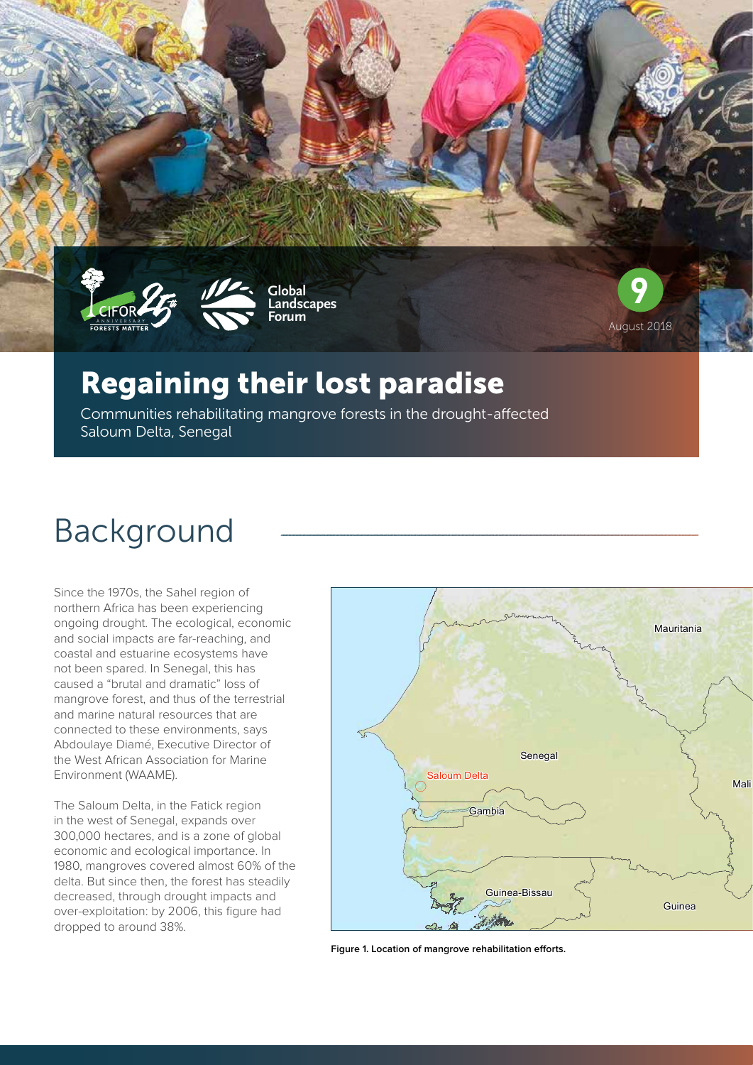9

August 2018

# Regaining their lost paradise

Communities rehabilitating mangrove forests in the drought-affected Saloum Delta, Senegal

## Background

Since the 1970s, the Sahel region of northern Africa has been experiencing ongoing drought. The ecological, economic and social impacts are far-reaching, and coastal and estuarine ecosystems have not been spared. In Senegal, this has caused a "brutal and dramatic" loss of mangrove forest, and thus of the terrestrial and marine natural resources that are connected to these environments, says Abdoulaye Diamé, Executive Director of the West African Association for Marine Environment (WAAME).

The Saloum Delta, in the Fatick region in the west of Senegal, expands over 300,000 hectares, and is a zone of global economic and ecological importance. In 1980, mangroves covered almost 60% of the delta. But since then, the forest has steadily decreased, through drought impacts and over-exploitation: by 2006, this figure had dropped to around 38%.

**Figure 1. Location of mangrove rehabilitation efforts.**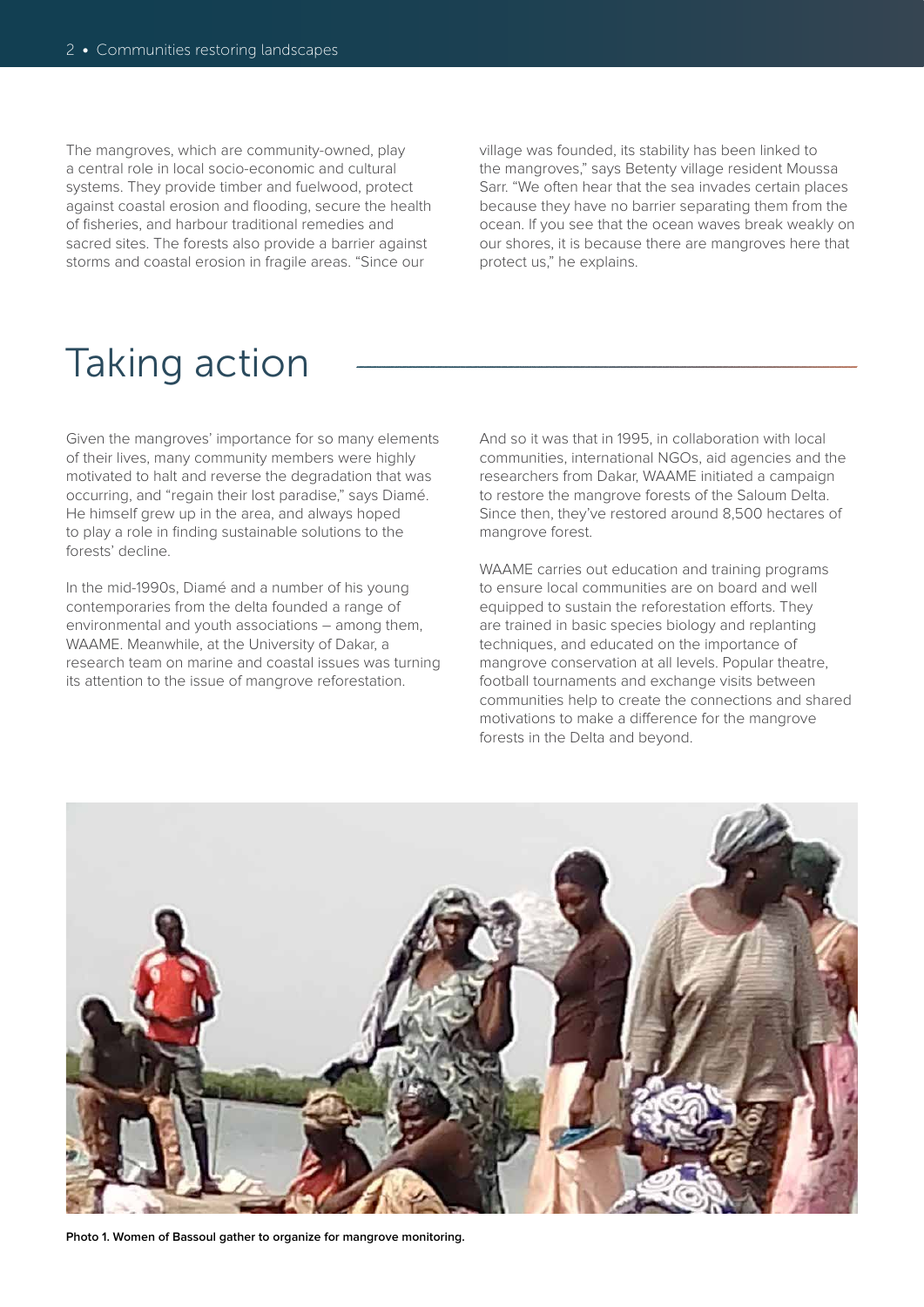The mangroves, which are community-owned, play a central role in local socio-economic and cultural systems. They provide timber and fuelwood, protect against coastal erosion and flooding, secure the health of fisheries, and harbour traditional remedies and sacred sites. The forests also provide a barrier against storms and coastal erosion in fragile areas. "Since our village was founded, its stability has been linked to the mangroves," says Betenty village resident Moussa Sarr. "We often hear that the sea invades certain places because they have no barrier separating them from the ocean. If you see that the ocean waves break weakly on our shores, it is because there are mangroves here that protect us," he explains.

# Taking action

Given the mangroves' importance for so many elements of their lives, many community members were highly motivated to halt and reverse the degradation that was occurring, and "regain their lost paradise," says Diamé. He himself grew up in the area, and always hoped to play a role in finding sustainable solutions to the forests' decline.

In the mid-1990s, Diamé and a number of his young contemporaries from the delta founded a range of environmental and youth associations – among them, WAAME. Meanwhile, at the University of Dakar, a research team on marine and coastal issues was turning its attention to the issue of mangrove reforestation.

And so it was that in 1995, in collaboration with local communities, international NGOs, aid agencies and the researchers from Dakar, WAAME initiated a campaign to restore the mangrove forests of the Saloum Delta. Since then, they've restored around 8,500 hectares of mangrove forest.

WAAME carries out education and training programs to ensure local communities are on board and well equipped to sustain the reforestation efforts. They are trained in basic species biology and replanting techniques, and educated on the importance of mangrove conservation at all levels. Popular theatre, football tournaments and exchange visits between communities help to create the connections and shared motivations to make a difference for the mangrove forests in the Delta and beyond.

**Photo 1. Women of Bassoul gather to organize for mangrove monitoring.**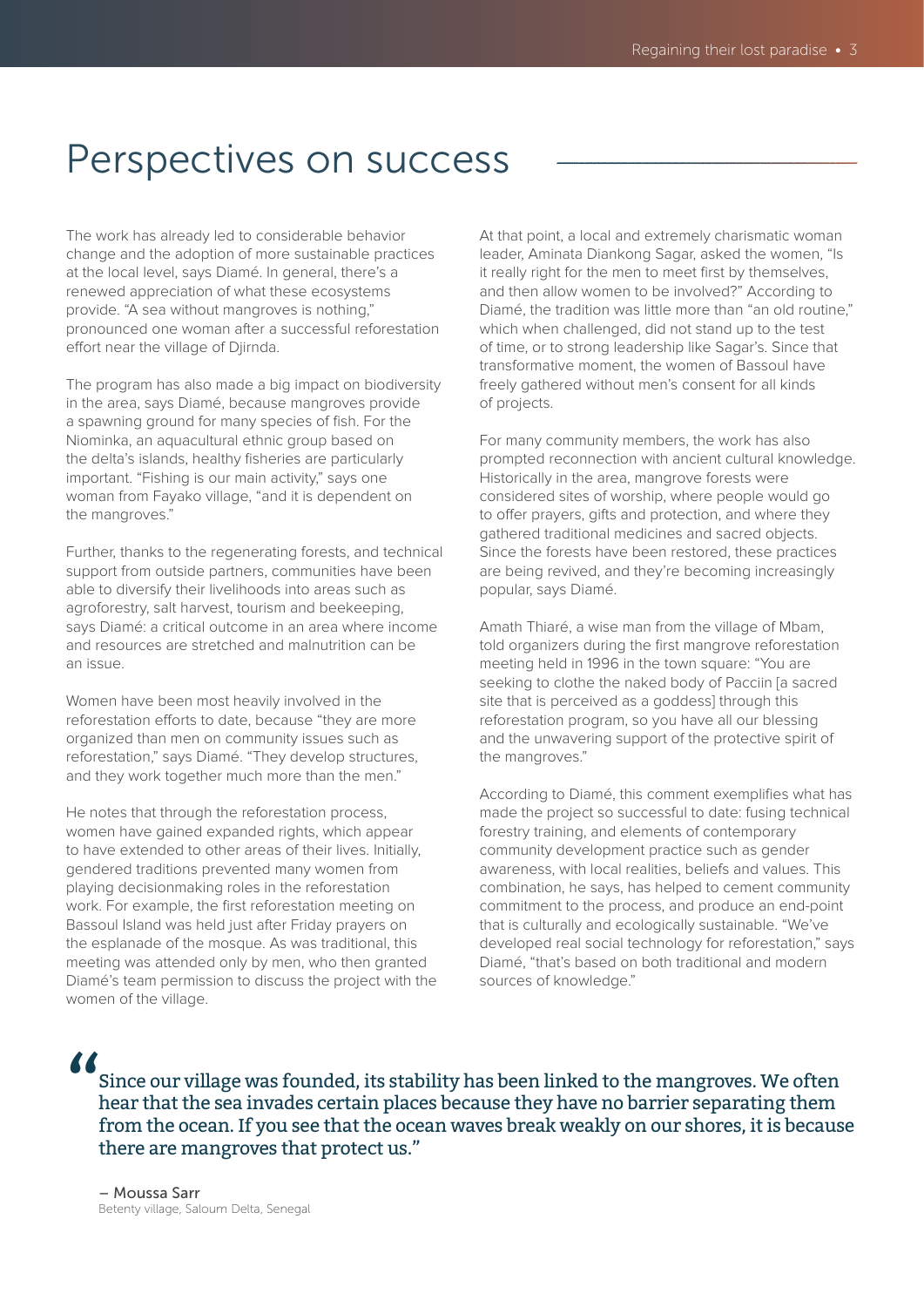# Perspectives on success

The work has already led to considerable behavior change and the adoption of more sustainable practices at the local level, says Diamé. In general, there's a renewed appreciation of what these ecosystems provide. "A sea without mangroves is nothing," pronounced one woman after a successful reforestation effort near the village of Djirnda.

The program has also made a big impact on biodiversity in the area, says Diamé, because mangroves provide a spawning ground for many species of fish. For the Niominka, an aquacultural ethnic group based on the delta's islands, healthy fisheries are particularly important. "Fishing is our main activity," says one woman from Fayako village, "and it is dependent on the mangroves."

Further, thanks to the regenerating forests, and technical support from outside partners, communities have been able to diversify their livelihoods into areas such as agroforestry, salt harvest, tourism and beekeeping, says Diamé: a critical outcome in an area where income and resources are stretched and malnutrition can be an issue.

Women have been most heavily involved in the reforestation efforts to date, because "they are more organized than men on community issues such as reforestation," says Diamé. "They develop structures, and they work together much more than the men."

He notes that through the reforestation process, women have gained expanded rights, which appear to have extended to other areas of their lives. Initially, gendered traditions prevented many women from playing decisionmaking roles in the reforestation work. For example, the first reforestation meeting on Bassoul Island was held just after Friday prayers on the esplanade of the mosque. As was traditional, this meeting was attended only by men, who then granted Diamé's team permission to discuss the project with the women of the village.

At that point, a local and extremely charismatic woman leader, Aminata Diankong Sagar, asked the women, "Is it really right for the men to meet first by themselves, and then allow women to be involved?" According to Diamé, the tradition was little more than "an old routine," which when challenged, did not stand up to the test of time, or to strong leadership like Sagar's. Since that transformative moment, the women of Bassoul have freely gathered without men's consent for all kinds of projects.

For many community members, the work has also prompted reconnection with ancient cultural knowledge. Historically in the area, mangrove forests were considered sites of worship, where people would go to offer prayers, gifts and protection, and where they gathered traditional medicines and sacred objects. Since the forests have been restored, these practices are being revived, and they're becoming increasingly popular, says Diamé.

Amath Thiaré, a wise man from the village of Mbam, told organizers during the first mangrove reforestation meeting held in 1996 in the town square: "You are seeking to clothe the naked body of Pacciin [a sacred site that is perceived as a goddess] through this reforestation program, so you have all our blessing and the unwavering support of the protective spirit of the mangroves."

According to Diamé, this comment exemplifies what has made the project so successful to date: fusing technical forestry training, and elements of contemporary community development practice such as gender awareness, with local realities, beliefs and values. This combination, he says, has helped to cement community commitment to the process, and produce an end-point that is culturally and ecologically sustainable. "We've developed real social technology for reforestation," says Diamé, "that's based on both traditional and modern sources of knowledge."

> "Since our village was founded, its stability has been linked to the mangroves. We often hear that the sea invades certain places because they have no barrier separating them from the ocean. If you see that the ocean waves break weakly on our shores, it is because there are mangroves that protect us."
>
> – Moussa Sarr
> Betenty village, Saloum Delta, Senegal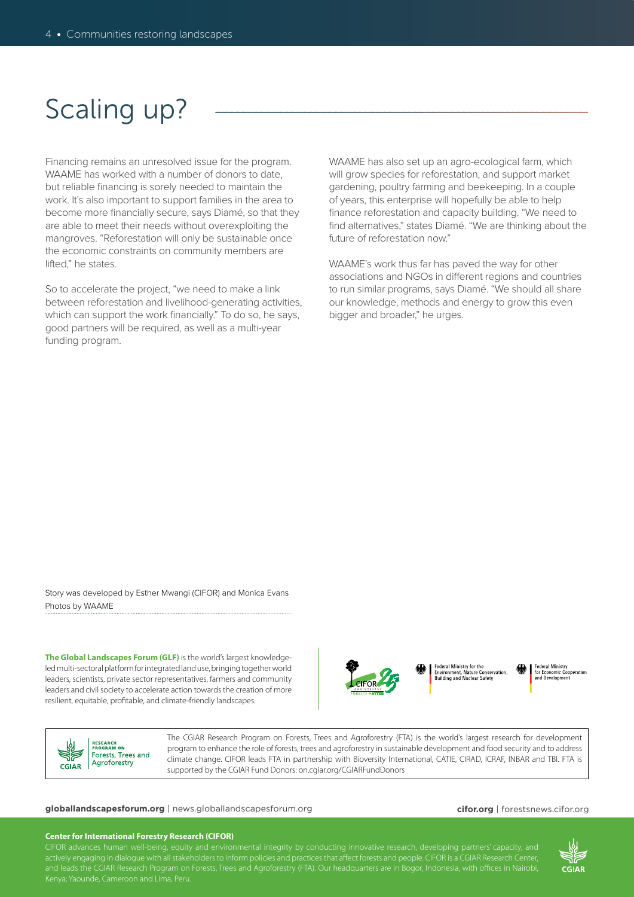# Scaling up?

Financing remains an unresolved issue for the program. WAAME has worked with a number of donors to date, but reliable financing is sorely needed to maintain the work. It's also important to support families in the area to become more financially secure, says Diamé, so that they are able to meet their needs without overexploiting the mangroves. "Reforestation will only be sustainable once the economic constraints on community members are lifted," he states.

So to accelerate the project, "we need to make a link between reforestation and livelihood-generating activities, which can support the work financially." To do so, he says, good partners will be required, as well as a multi-year funding program.

WAAME has also set up an agro-ecological farm, which will grow species for reforestation, and support market gardening, poultry farming and beekeeping. In a couple of years, this enterprise will hopefully be able to help finance reforestation and capacity building. "We need to find alternatives," states Diamé. "We are thinking about the future of reforestation now."

WAAME's work thus far has paved the way for other associations and NGOs in different regions and countries to run similar programs, says Diamé. "We should all share our knowledge, methods and energy to grow this even bigger and broader," he urges.

Story was developed by Esther Mwangi (CIFOR) and Monica Evans
Photos by WAAME

**The Global Landscapes Forum (GLF)** is the world's largest knowledge-led multi-sectoral platform for integrated land use, bringing together world leaders, scientists, private sector representatives, farmers and community leaders and civil society to accelerate action towards the creation of more resilient, equitable, profitable, and climate-friendly landscapes.

CIFOR 25 Anniversary – Forests Matter

Federal Ministry for the Environment, Nature Conservation, Building and Nuclear Safety

Federal Ministry for Economic Cooperation and Development

CGIAR – Research Program on Forests, Trees and Agroforestry

The CGIAR Research Program on Forests, Trees and Agroforestry (FTA) is the world's largest research for development program to enhance the role of forests, trees and agroforestry in sustainable development and food security and to address climate change. CIFOR leads FTA in partnership with Bioversity International, CATIE, CIRAD, ICRAF, INBAR and TBI. FTA is supported by the CGIAR Fund Donors: on.cgiar.org/CGIARFundDonors

**globallandscapesforum.org** | news.globallandscapesforum.org

**cifor.org** | forestsnews.cifor.org

**Center for International Forestry Research (CIFOR)**

CIFOR advances human well-being, equity and environmental integrity by conducting innovative research, developing partners' capacity, and actively engaging in dialogue with all stakeholders to inform policies and practices that affect forests and people. CIFOR is a CGIAR Research Center, and leads the CGIAR Research Program on Forests, Trees and Agroforestry (FTA). Our headquarters are in Bogor, Indonesia, with offices in Nairobi, Kenya; Yaounde, Cameroon and Lima, Peru.